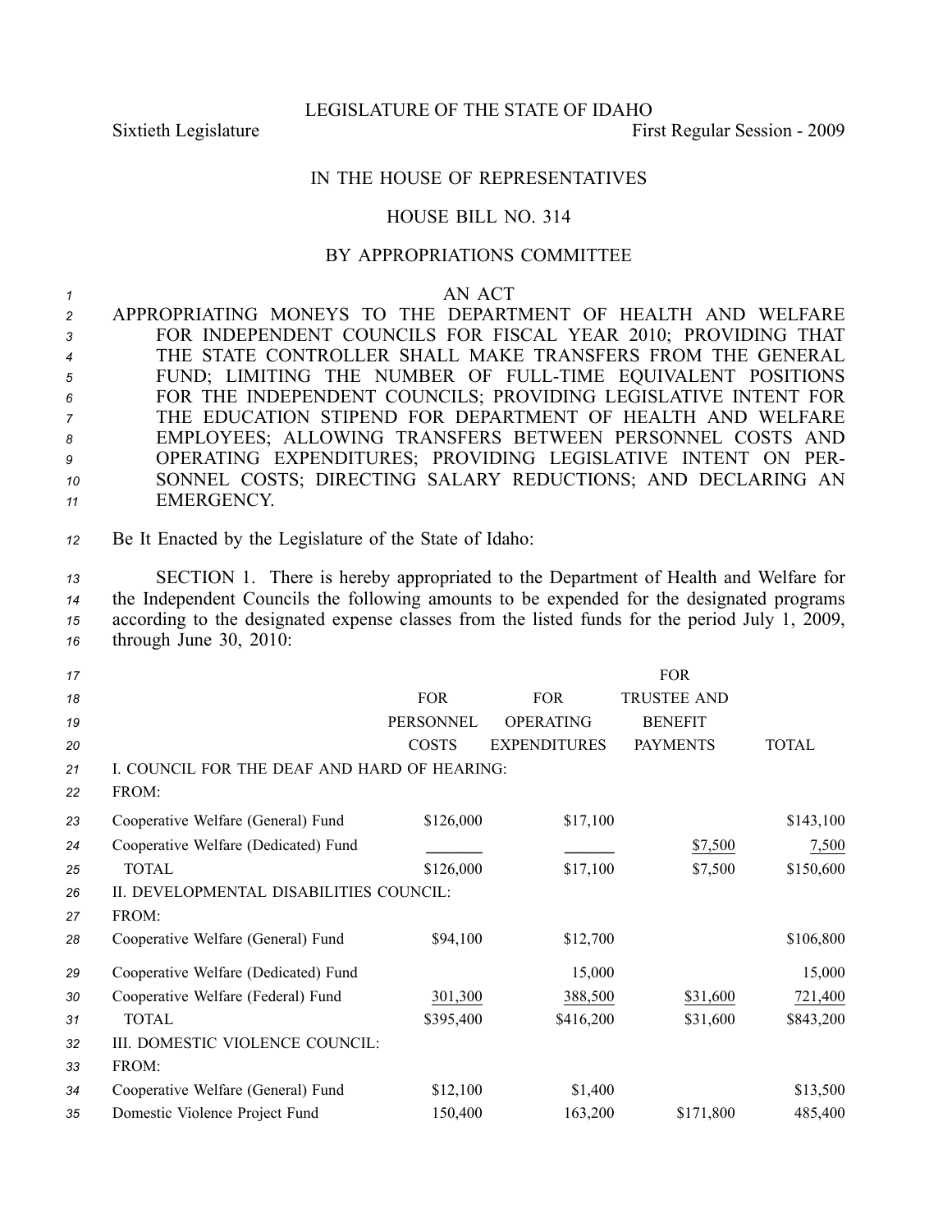LEGISLATURE OF THE STATE OF IDAHO

Sixtieth Legislature First Regular Session - 2009

IN THE HOUSE OF REPRESENTATIVES

HOUSE BILL NO. 314

BY APPROPRIATIONS COMMITTEE

AN ACT

APPROPRIATING MONEYS TO THE DEPARTMENT OF HEALTH AND WELFARE FOR INDEPENDENT COUNCILS FOR FISCAL YEAR 2010; PROVIDING THAT THE STATE CONTROLLER SHALL MAKE TRANSFERS FROM THE GENERAL FUND; LIMITING THE NUMBER OF FULL-TIME EQUIVALENT POSITIONS FOR THE INDEPENDENT COUNCILS; PROVIDING LEGISLATIVE INTENT FOR THE EDUCATION STIPEND FOR DEPARTMENT OF HEALTH AND WELFARE EMPLOYEES; ALLOWING TRANSFERS BETWEEN PERSONNEL COSTS AND OPERATING EXPENDITURES; PROVIDING LEGISLATIVE INTENT ON PERSONNEL COSTS; DIRECTING SALARY REDUCTIONS; AND DECLARING AN EMERGENCY.

Be It Enacted by the Legislature of the State of Idaho:

SECTION 1. There is hereby appropriated to the Department of Health and Welfare for the Independent Councils the following amounts to be expended for the designated programs according to the designated expense classes from the listed funds for the period July 1, 2009, through June 30, 2010:

| | FOR PERSONNEL COSTS | FOR OPERATING EXPENDITURES | FOR TRUSTEE AND BENEFIT PAYMENTS | TOTAL |
|---|---|---|---|---|
| I. COUNCIL FOR THE DEAF AND HARD OF HEARING: | | | | |
| FROM: | | | | |
| Cooperative Welfare (General) Fund | $126,000 | $17,100 | | $143,100 |
| Cooperative Welfare (Dedicated) Fund | | | $7,500 | 7,500 |
| TOTAL | $126,000 | $17,100 | $7,500 | $150,600 |
| II. DEVELOPMENTAL DISABILITIES COUNCIL: | | | | |
| FROM: | | | | |
| Cooperative Welfare (General) Fund | $94,100 | $12,700 | | $106,800 |
| Cooperative Welfare (Dedicated) Fund | | 15,000 | | 15,000 |
| Cooperative Welfare (Federal) Fund | 301,300 | 388,500 | $31,600 | 721,400 |
| TOTAL | $395,400 | $416,200 | $31,600 | $843,200 |
| III. DOMESTIC VIOLENCE COUNCIL: | | | | |
| FROM: | | | | |
| Cooperative Welfare (General) Fund | $12,100 | $1,400 | | $13,500 |
| Domestic Violence Project Fund | 150,400 | 163,200 | $171,800 | 485,400 |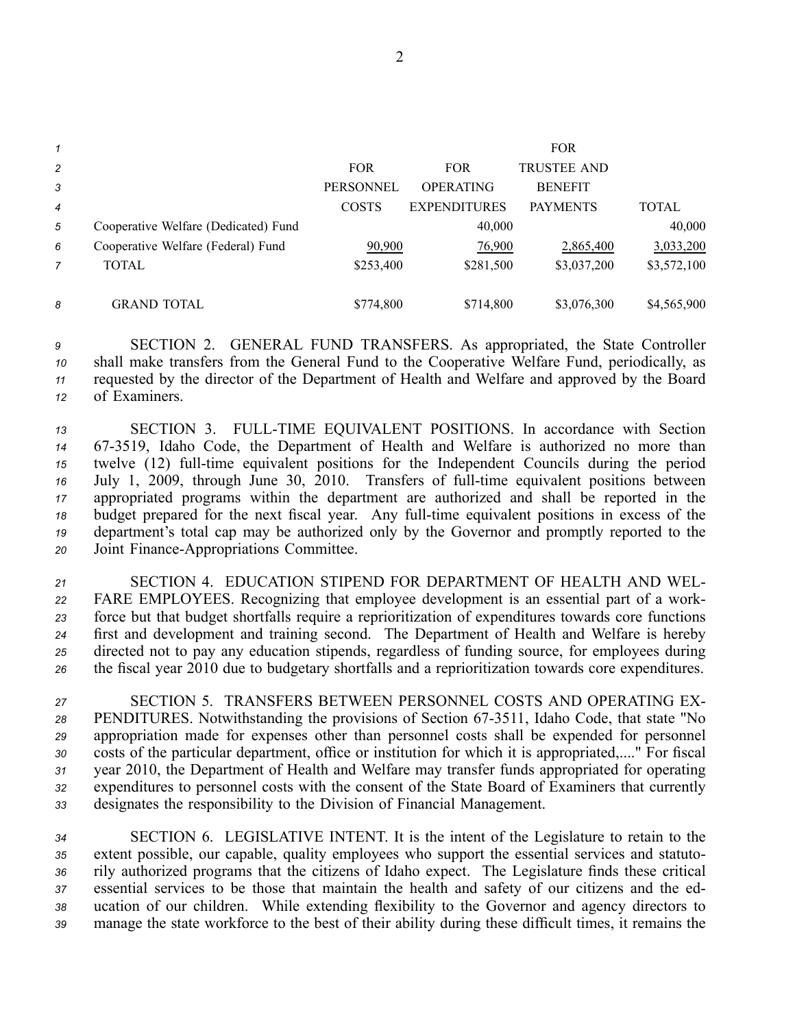| | FOR PERSONNEL COSTS | FOR OPERATING EXPENDITURES | FOR TRUSTEE AND BENEFIT PAYMENTS | TOTAL |
|---|---|---|---|---|
| Cooperative Welfare (Dedicated) Fund | | 40,000 | | 40,000 |
| Cooperative Welfare (Federal) Fund | 90,900 | 76,900 | 2,865,400 | 3,033,200 |
| TOTAL | $253,400 | $281,500 | $3,037,200 | $3,572,100 |
| GRAND TOTAL | $774,800 | $714,800 | $3,076,300 | $4,565,900 |

SECTION 2. GENERAL FUND TRANSFERS. As appropriated, the State Controller shall make transfers from the General Fund to the Cooperative Welfare Fund, periodically, as requested by the director of the Department of Health and Welfare and approved by the Board of Examiners.

SECTION 3. FULL-TIME EQUIVALENT POSITIONS. In accordance with Section 67-3519, Idaho Code, the Department of Health and Welfare is authorized no more than twelve (12) full-time equivalent positions for the Independent Councils during the period July 1, 2009, through June 30, 2010. Transfers of full-time equivalent positions between appropriated programs within the department are authorized and shall be reported in the budget prepared for the next fiscal year. Any full-time equivalent positions in excess of the department's total cap may be authorized only by the Governor and promptly reported to the Joint Finance-Appropriations Committee.

SECTION 4. EDUCATION STIPEND FOR DEPARTMENT OF HEALTH AND WELFARE EMPLOYEES. Recognizing that employee development is an essential part of a workforce but that budget shortfalls require a reprioritization of expenditures towards core functions first and development and training second. The Department of Health and Welfare is hereby directed not to pay any education stipends, regardless of funding source, for employees during the fiscal year 2010 due to budgetary shortfalls and a reprioritization towards core expenditures.

SECTION 5. TRANSFERS BETWEEN PERSONNEL COSTS AND OPERATING EXPENDITURES. Notwithstanding the provisions of Section 67-3511, Idaho Code, that state "No appropriation made for expenses other than personnel costs shall be expended for personnel costs of the particular department, office or institution for which it is appropriated,...." For fiscal year 2010, the Department of Health and Welfare may transfer funds appropriated for operating expenditures to personnel costs with the consent of the State Board of Examiners that currently designates the responsibility to the Division of Financial Management.

SECTION 6. LEGISLATIVE INTENT. It is the intent of the Legislature to retain to the extent possible, our capable, quality employees who support the essential services and statutorily authorized programs that the citizens of Idaho expect. The Legislature finds these critical essential services to be those that maintain the health and safety of our citizens and the education of our children. While extending flexibility to the Governor and agency directors to manage the state workforce to the best of their ability during these difficult times, it remains the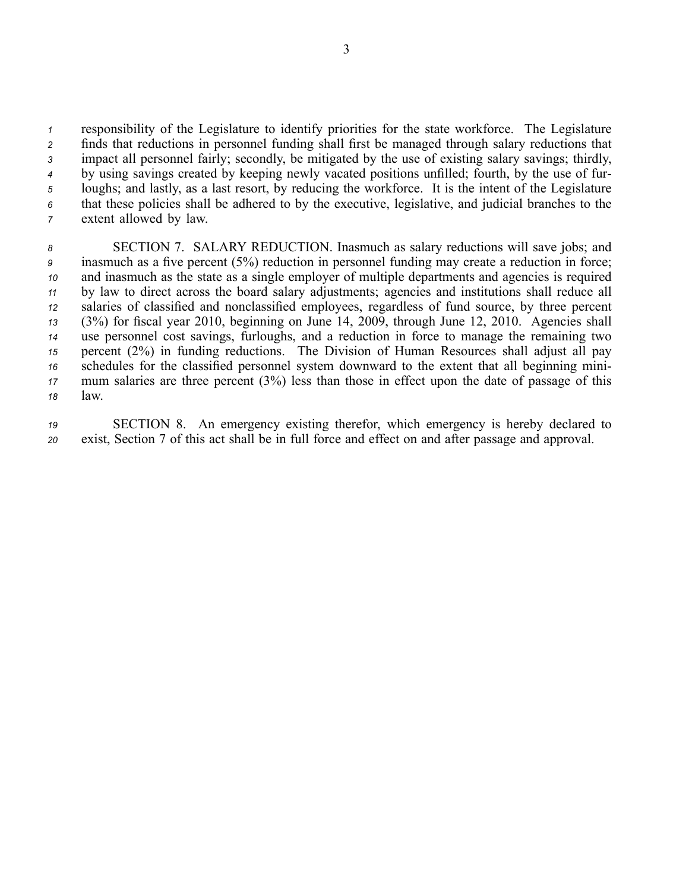responsibility of the Legislature to identify priorities for the state workforce. The Legislature finds that reductions in personnel funding shall first be managed through salary reductions that impact all personnel fairly; secondly, be mitigated by the use of existing salary savings; thirdly, by using savings created by keeping newly vacated positions unfilled; fourth, by the use of furloughs; and lastly, as a last resort, by reducing the workforce. It is the intent of the Legislature that these policies shall be adhered to by the executive, legislative, and judicial branches to the extent allowed by law.

SECTION 7. SALARY REDUCTION. Inasmuch as salary reductions will save jobs; and inasmuch as a five percent (5%) reduction in personnel funding may create a reduction in force; and inasmuch as the state as a single employer of multiple departments and agencies is required by law to direct across the board salary adjustments; agencies and institutions shall reduce all salaries of classified and nonclassified employees, regardless of fund source, by three percent (3%) for fiscal year 2010, beginning on June 14, 2009, through June 12, 2010. Agencies shall use personnel cost savings, furloughs, and a reduction in force to manage the remaining two percent (2%) in funding reductions. The Division of Human Resources shall adjust all pay schedules for the classified personnel system downward to the extent that all beginning minimum salaries are three percent (3%) less than those in effect upon the date of passage of this law.

SECTION 8. An emergency existing therefor, which emergency is hereby declared to exist, Section 7 of this act shall be in full force and effect on and after passage and approval.